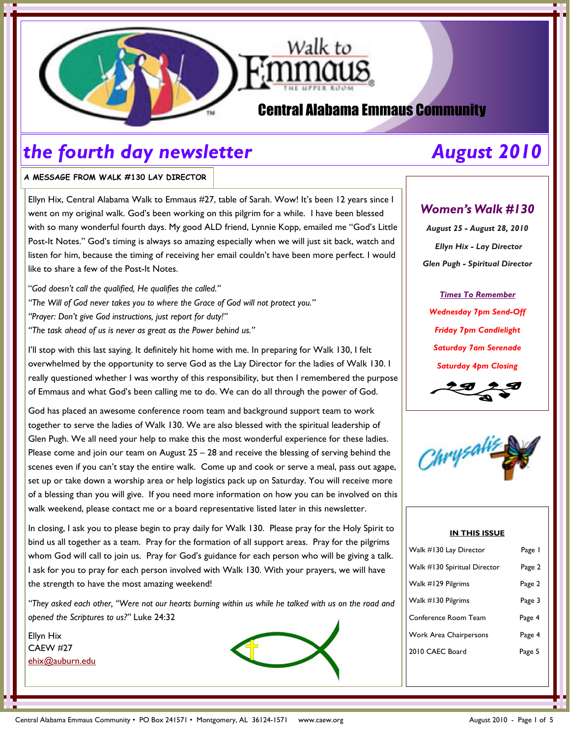Walk to Emmaus

THE UPPER ROOM

# Central Alabama Emmaus Community

# *the fourth day newsletter* — *August 2010*

## A MESSAGE FROM WALK #130 LAY DIRECTOR

Ellyn Hix, Central Alabama Walk to Emmaus #27, table of Sarah. Wow! It's been 12 years since I went on my original walk. God's been working on this pilgrim for a while. I have been blessed with so many wonderful fourth days. My good ALD friend, Lynnie Kopp, emailed me "God's Little Post-It Notes." God's timing is always so amazing especially when we will just sit back, watch and listen for him, because the timing of receiving her email couldn't have been more perfect. I would like to share a few of the Post-It Notes.

*"God doesn't call the qualified, He qualifies the called."*
*"The Will of God never takes you to where the Grace of God will not protect you."*
*"Prayer: Don't give God instructions, just report for duty!"*
*"The task ahead of us is never as great as the Power behind us."*

I'll stop with this last saying. It definitely hit home with me. In preparing for Walk 130, I felt overwhelmed by the opportunity to serve God as the Lay Director for the ladies of Walk 130. I really questioned whether I was worthy of this responsibility, but then I remembered the purpose of Emmaus and what God's been calling me to do. We can do all through the power of God.

God has placed an awesome conference room team and background support team to work together to serve the ladies of Walk 130. We are also blessed with the spiritual leadership of Glen Pugh. We all need your help to make this the most wonderful experience for these ladies. Please come and join our team on August 25 – 28 and receive the blessing of serving behind the scenes even if you can't stay the entire walk. Come up and cook or serve a meal, pass out agape, set up or take down a worship area or help logistics pack up on Saturday. You will receive more of a blessing than you will give. If you need more information on how you can be involved on this walk weekend, please contact me or a board representative listed later in this newsletter.

In closing, I ask you to please begin to pray daily for Walk 130. Please pray for the Holy Spirit to bind us all together as a team. Pray for the formation of all support areas. Pray for the pilgrims whom God will call to join us. Pray for God's guidance for each person who will be giving a talk. I ask for you to pray for each person involved with Walk 130. With your prayers, we will have the strength to have the most amazing weekend!

*"They asked each other, "Were not our hearts burning within us while he talked with us on the road and opened the Scriptures to us?"* Luke 24:32

Ellyn Hix
CAEW #27
ehix@auburn.edu

## *Women's Walk #130*

***August 25 - August 28, 2010***

***Ellyn Hix - Lay Director***

***Glen Pugh - Spiritual Director***

***Times To Remember***

***Wednesday 7pm Send-Off***

***Friday 7pm Candlelight***

***Saturday 7am Serenade***

***Saturday 4pm Closing***

Chrysalis

### IN THIS ISSUE

| | |
|---|---|
| Walk #130 Lay Director | Page 1 |
| Walk #130 Spiritual Director | Page 2 |
| Walk #129 Pilgrims | Page 2 |
| Walk #130 Pilgrims | Page 3 |
| Conference Room Team | Page 4 |
| Work Area Chairpersons | Page 4 |
| 2010 CAEC Board | Page 5 |

Central Alabama Emmaus Community • PO Box 241571 • Montgomery, AL 36124-1571 www.caew.org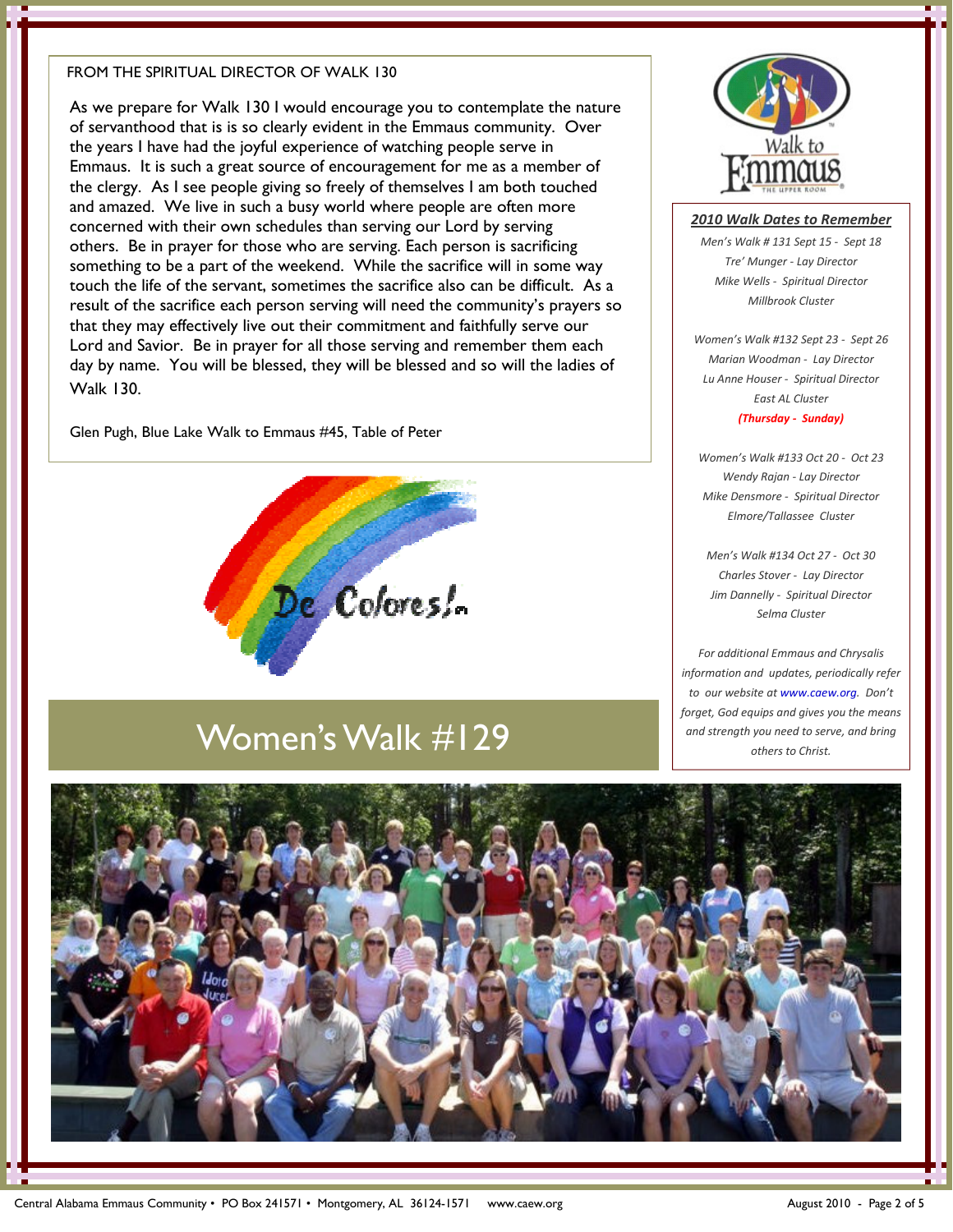FROM THE SPIRITUAL DIRECTOR OF WALK 130

As we prepare for Walk 130 I would encourage you to contemplate the nature of servanthood that is is so clearly evident in the Emmaus community. Over the years I have had the joyful experience of watching people serve in Emmaus. It is such a great source of encouragement for me as a member of the clergy. As I see people giving so freely of themselves I am both touched and amazed. We live in such a busy world where people are often more concerned with their own schedules than serving our Lord by serving others. Be in prayer for those who are serving. Each person is sacrificing something to be a part of the weekend. While the sacrifice will in some way touch the life of the servant, sometimes the sacrifice also can be difficult. As a result of the sacrifice each person serving will need the community's prayers so that they may effectively live out their commitment and faithfully serve our Lord and Savior. Be in prayer for all those serving and remember them each day by name. You will be blessed, they will be blessed and so will the ladies of Walk 130.

Glen Pugh, Blue Lake Walk to Emmaus #45, Table of Peter

De Colores!

# Women's Walk #129

## *2010 Walk Dates to Remember*

*Men's Walk # 131 Sept 15 - Sept 18*
*Tre' Munger - Lay Director*
*Mike Wells - Spiritual Director*
*Millbrook Cluster*

*Women's Walk #132 Sept 23 - Sept 26*
*Marian Woodman - Lay Director*
*Lu Anne Houser - Spiritual Director*
*East AL Cluster*
***(Thursday - Sunday)***

*Women's Walk #133 Oct 20 - Oct 23*
*Wendy Rajan - Lay Director*
*Mike Densmore - Spiritual Director*
*Elmore/Tallassee Cluster*

*Men's Walk #134 Oct 27 - Oct 30*
*Charles Stover - Lay Director*
*Jim Dannelly - Spiritual Director*
*Selma Cluster*

*For additional Emmaus and Chrysalis information and updates, periodically refer to our website at www.caew.org. Don't forget, God equips and gives you the means and strength you need to serve, and bring others to Christ.*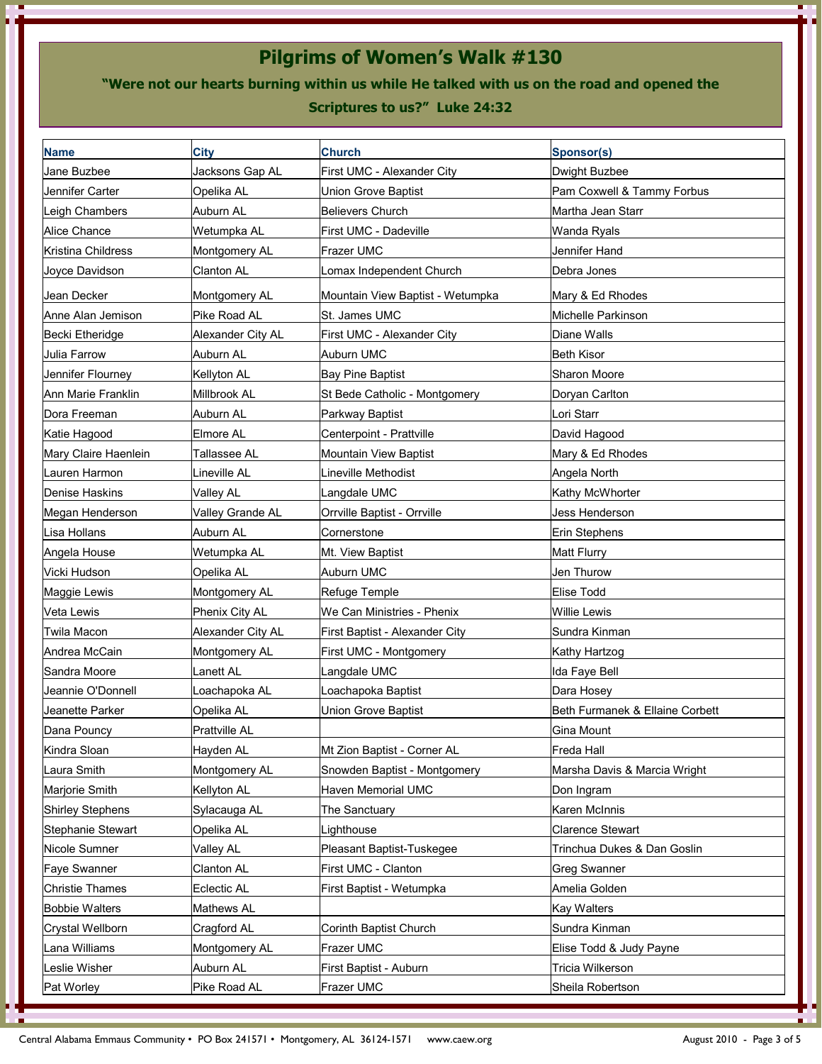# Pilgrims of Women's Walk #130

**"Were not our hearts burning within us while He talked with us on the road and opened the Scriptures to us?" Luke 24:32**

| Name | City | Church | Sponsor(s) |
|---|---|---|---|
| Jane Buzbee | Jacksons Gap AL | First UMC - Alexander City | Dwight Buzbee |
| Jennifer Carter | Opelika AL | Union Grove Baptist | Pam Coxwell & Tammy Forbus |
| Leigh Chambers | Auburn AL | Believers Church | Martha Jean Starr |
| Alice Chance | Wetumpka AL | First UMC - Dadeville | Wanda Ryals |
| Kristina Childress | Montgomery AL | Frazer UMC | Jennifer Hand |
| Joyce Davidson | Clanton AL | Lomax Independent Church | Debra Jones |
| Jean Decker | Montgomery AL | Mountain View Baptist - Wetumpka | Mary & Ed Rhodes |
| Anne Alan Jemison | Pike Road AL | St. James UMC | Michelle Parkinson |
| Becki Etheridge | Alexander City AL | First UMC - Alexander City | Diane Walls |
| Julia Farrow | Auburn AL | Auburn UMC | Beth Kisor |
| Jennifer Flourney | Kellyton AL | Bay Pine Baptist | Sharon Moore |
| Ann Marie Franklin | Millbrook AL | St Bede Catholic - Montgomery | Doryan Carlton |
| Dora Freeman | Auburn AL | Parkway Baptist | Lori Starr |
| Katie Hagood | Elmore AL | Centerpoint - Prattville | David Hagood |
| Mary Claire Haenlein | Tallassee AL | Mountain View Baptist | Mary & Ed Rhodes |
| Lauren Harmon | Lineville AL | Lineville Methodist | Angela North |
| Denise Haskins | Valley AL | Langdale UMC | Kathy McWhorter |
| Megan Henderson | Valley Grande AL | Orrville Baptist - Orrville | Jess Henderson |
| Lisa Hollans | Auburn AL | Cornerstone | Erin Stephens |
| Angela House | Wetumpka AL | Mt. View Baptist | Matt Flurry |
| Vicki Hudson | Opelika AL | Auburn UMC | Jen Thurow |
| Maggie Lewis | Montgomery AL | Refuge Temple | Elise Todd |
| Veta Lewis | Phenix City AL | We Can Ministries - Phenix | Willie Lewis |
| Twila Macon | Alexander City AL | First Baptist - Alexander City | Sundra Kinman |
| Andrea McCain | Montgomery AL | First UMC - Montgomery | Kathy Hartzog |
| Sandra Moore | Lanett AL | Langdale UMC | Ida Faye Bell |
| Jeannie O'Donnell | Loachapoka AL | Loachapoka Baptist | Dara Hosey |
| Jeanette Parker | Opelika AL | Union Grove Baptist | Beth Furmanek & Ellaine Corbett |
| Dana Pouncy | Prattville AL | | Gina Mount |
| Kindra Sloan | Hayden AL | Mt Zion Baptist - Corner AL | Freda Hall |
| Laura Smith | Montgomery AL | Snowden Baptist - Montgomery | Marsha Davis & Marcia Wright |
| Marjorie Smith | Kellyton AL | Haven Memorial UMC | Don Ingram |
| Shirley Stephens | Sylacauga AL | The Sanctuary | Karen McInnis |
| Stephanie Stewart | Opelika AL | Lighthouse | Clarence Stewart |
| Nicole Sumner | Valley AL | Pleasant Baptist-Tuskegee | Trinchua Dukes & Dan Goslin |
| Faye Swanner | Clanton AL | First UMC - Clanton | Greg Swanner |
| Christie Thames | Eclectic AL | First Baptist - Wetumpka | Amelia Golden |
| Bobbie Walters | Mathews AL | | Kay Walters |
| Crystal Wellborn | Cragford AL | Corinth Baptist Church | Sundra Kinman |
| Lana Williams | Montgomery AL | Frazer UMC | Elise Todd & Judy Payne |
| Leslie Wisher | Auburn AL | First Baptist - Auburn | Tricia Wilkerson |
| Pat Worley | Pike Road AL | Frazer UMC | Sheila Robertson |

Central Alabama Emmaus Community • PO Box 241571 • Montgomery, AL 36124-1571 www.caew.org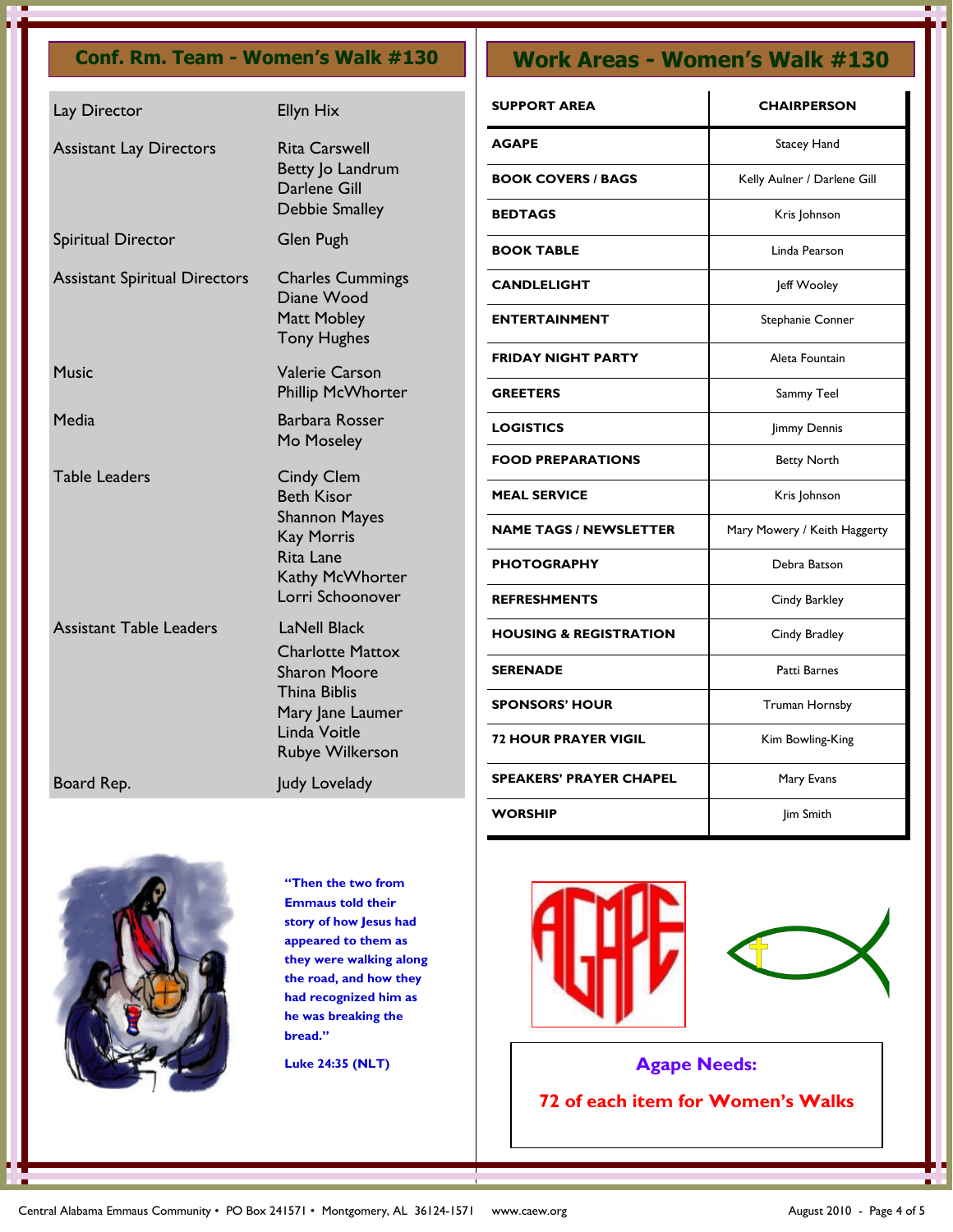## Conf. Rm. Team - Women's Walk #130

| | |
|---|---|
| Lay Director | Ellyn Hix |
| Assistant Lay Directors | Rita Carswell<br>Betty Jo Landrum<br>Darlene Gill<br>Debbie Smalley |
| Spiritual Director | Glen Pugh |
| Assistant Spiritual Directors | Charles Cummings<br>Diane Wood<br>Matt Mobley<br>Tony Hughes |
| Music | Valerie Carson<br>Phillip McWhorter |
| Media | Barbara Rosser<br>Mo Moseley |
| Table Leaders | Cindy Clem<br>Beth Kisor<br>Shannon Mayes<br>Kay Morris<br>Rita Lane<br>Kathy McWhorter<br>Lorri Schoonover |
| Assistant Table Leaders | LaNell Black<br>Charlotte Mattox<br>Sharon Moore<br>Thina Biblis<br>Mary Jane Laumer<br>Linda Voitle<br>Rubye Wilkerson |
| Board Rep. | Judy Lovelady |

**"Then the two from Emmaus told their story of how Jesus had appeared to them as they were walking along the road, and how they had recognized him as he was breaking the bread."**

**Luke 24:35 (NLT)**

## Work Areas - Women's Walk #130

| SUPPORT AREA | CHAIRPERSON |
|---|---|
| AGAPE | Stacey Hand |
| BOOK COVERS / BAGS | Kelly Aulner / Darlene Gill |
| BEDTAGS | Kris Johnson |
| BOOK TABLE | Linda Pearson |
| CANDLELIGHT | Jeff Wooley |
| ENTERTAINMENT | Stephanie Conner |
| FRIDAY NIGHT PARTY | Aleta Fountain |
| GREETERS | Sammy Teel |
| LOGISTICS | Jimmy Dennis |
| FOOD PREPARATIONS | Betty North |
| MEAL SERVICE | Kris Johnson |
| NAME TAGS / NEWSLETTER | Mary Mowery / Keith Haggerty |
| PHOTOGRAPHY | Debra Batson |
| REFRESHMENTS | Cindy Barkley |
| HOUSING & REGISTRATION | Cindy Bradley |
| SERENADE | Patti Barnes |
| SPONSORS' HOUR | Truman Hornsby |
| 72 HOUR PRAYER VIGIL | Kim Bowling-King |
| SPEAKERS' PRAYER CHAPEL | Mary Evans |
| WORSHIP | Jim Smith |

**Agape Needs:**

**72 of each item for Women's Walks**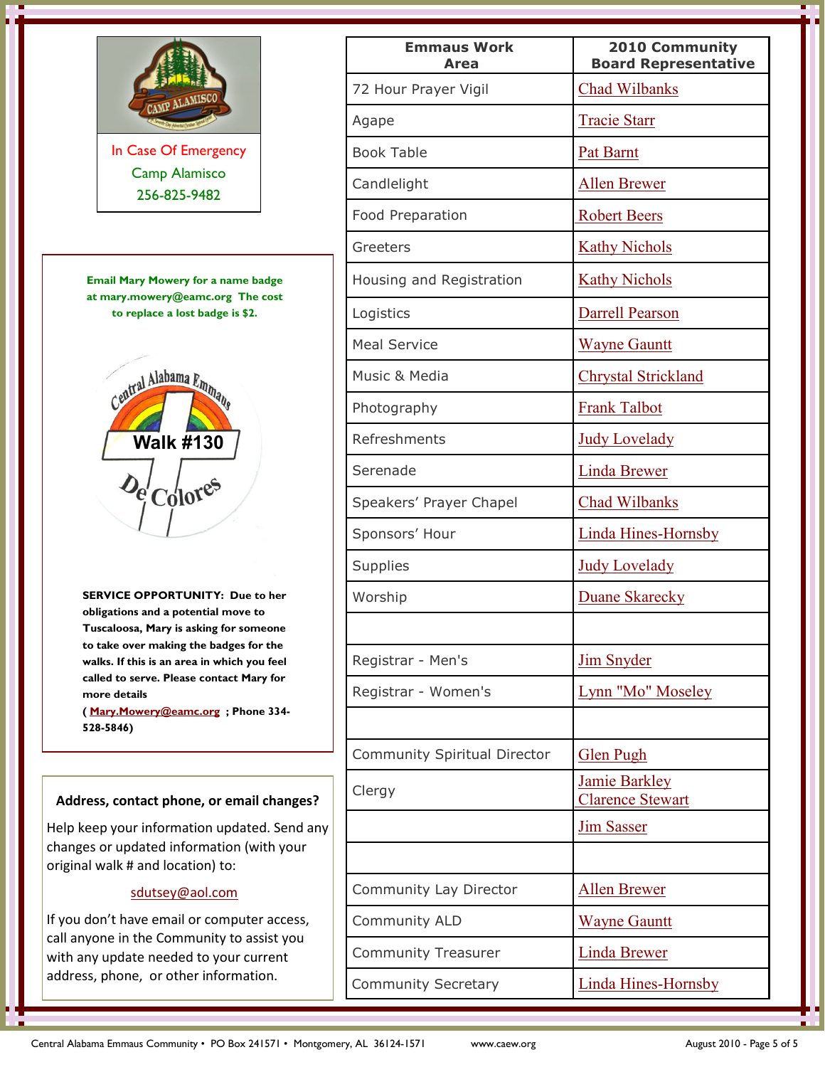In Case Of Emergency
Camp Alamisco
256-825-9482

**Email Mary Mowery for a name badge at mary.mowery@eamc.org The cost to replace a lost badge is $2.**

**SERVICE OPPORTUNITY: Due to her obligations and a potential move to Tuscaloosa, Mary is asking for someone to take over making the badges for the walks. If this is an area in which you feel called to serve. Please contact Mary for more details ( Mary.Mowery@eamc.org ; Phone 334-528-5846)**

**Address, contact phone, or email changes?**

Help keep your information updated. Send any changes or updated information (with your original walk # and location) to:

sdutsey@aol.com

If you don't have email or computer access, call anyone in the Community to assist you with any update needed to your current address, phone, or other information.

| Emmaus Work Area | 2010 Community Board Representative |
|---|---|
| 72 Hour Prayer Vigil | Chad Wilbanks |
| Agape | Tracie Starr |
| Book Table | Pat Barnt |
| Candlelight | Allen Brewer |
| Food Preparation | Robert Beers |
| Greeters | Kathy Nichols |
| Housing and Registration | Kathy Nichols |
| Logistics | Darrell Pearson |
| Meal Service | Wayne Gauntt |
| Music & Media | Chrystal Strickland |
| Photography | Frank Talbot |
| Refreshments | Judy Lovelady |
| Serenade | Linda Brewer |
| Speakers' Prayer Chapel | Chad Wilbanks |
| Sponsors' Hour | Linda Hines-Hornsby |
| Supplies | Judy Lovelady |
| Worship | Duane Skarecky |
| | |
| Registrar - Men's | Jim Snyder |
| Registrar - Women's | Lynn "Mo" Moseley |
| | |
| Community Spiritual Director | Glen Pugh |
| Clergy | Jamie Barkley<br>Clarence Stewart |
| | Jim Sasser |
| | |
| Community Lay Director | Allen Brewer |
| Community ALD | Wayne Gauntt |
| Community Treasurer | Linda Brewer |
| Community Secretary | Linda Hines-Hornsby |

Central Alabama Emmaus Community • PO Box 241571 • Montgomery, AL 36124-1571 www.caew.org